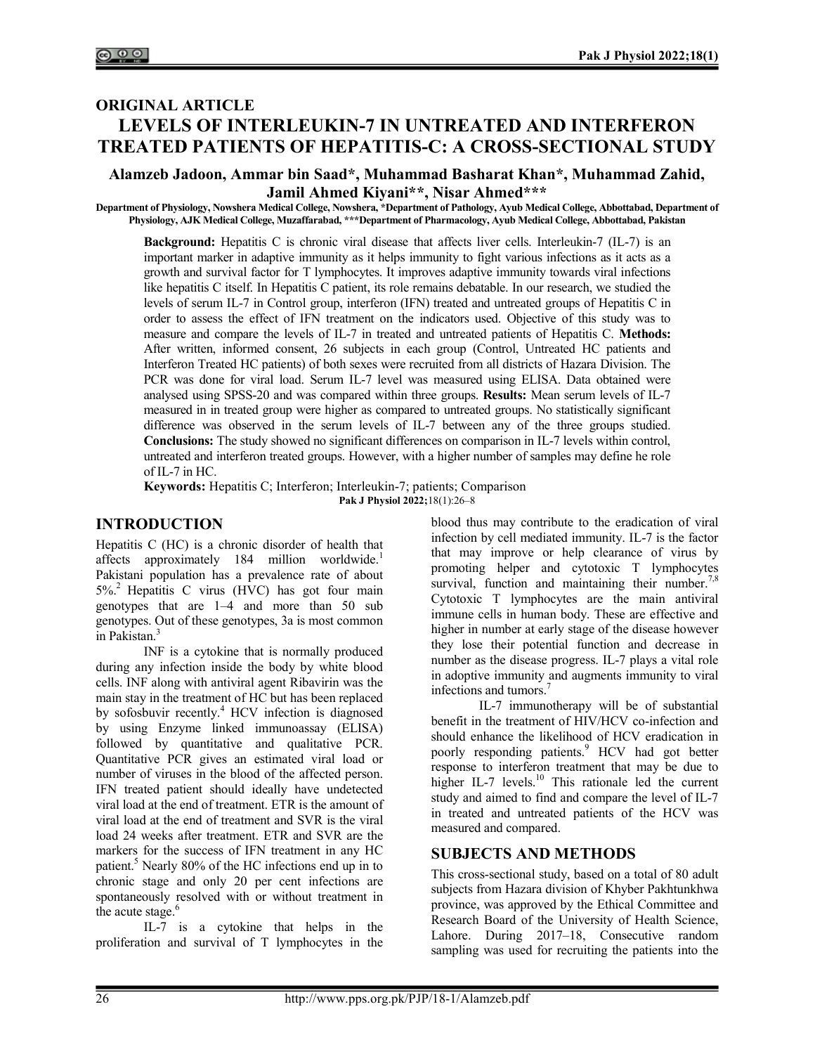ORIGINAL ARTICLE

# LEVELS OF INTERLEUKIN-7 IN UNTREATED AND INTERFERON TREATED PATIENTS OF HEPATITIS-C: A CROSS-SECTIONAL STUDY

**Alamzeb Jadoon, Ammar bin Saad*, Muhammad Basharat Khan*, Muhammad Zahid, Jamil Ahmed Kiyani**, Nisar Ahmed*****

**Department of Physiology, Nowshera Medical College, Nowshera, *Department of Pathology, Ayub Medical College, Abbottabad, Department of Physiology, AJK Medical College, Muzaffarabad, ***Department of Pharmacology, Ayub Medical College, Abbottabad, Pakistan**

**Background:** Hepatitis C is chronic viral disease that affects liver cells. Interleukin-7 (IL-7) is an important marker in adaptive immunity as it helps immunity to fight various infections as it acts as a growth and survival factor for T lymphocytes. It improves adaptive immunity towards viral infections like hepatitis C itself. In Hepatitis C patient, its role remains debatable. In our research, we studied the levels of serum IL-7 in Control group, interferon (IFN) treated and untreated groups of Hepatitis C in order to assess the effect of IFN treatment on the indicators used. Objective of this study was to measure and compare the levels of IL-7 in treated and untreated patients of Hepatitis C. **Methods:** After written, informed consent, 26 subjects in each group (Control, Untreated HC patients and Interferon Treated HC patients) of both sexes were recruited from all districts of Hazara Division. The PCR was done for viral load. Serum IL-7 level was measured using ELISA. Data obtained were analysed using SPSS-20 and was compared within three groups. **Results:** Mean serum levels of IL-7 measured in in treated group were higher as compared to untreated groups. No statistically significant difference was observed in the serum levels of IL-7 between any of the three groups studied. **Conclusions:** The study showed no significant differences on comparison in IL-7 levels within control, untreated and interferon treated groups. However, with a higher number of samples may define he role of IL-7 in HC.

**Keywords:** Hepatitis C; Interferon; Interleukin-7; patients; Comparison

**Pak J Physiol 2022;**18(1):26–8

## INTRODUCTION

Hepatitis C (HC) is a chronic disorder of health that affects approximately 184 million worldwide.[1] Pakistani population has a prevalence rate of about 5%.[2] Hepatitis C virus (HVC) has got four main genotypes that are 1–4 and more than 50 sub genotypes. Out of these genotypes, 3a is most common in Pakistan.[3]

INF is a cytokine that is normally produced during any infection inside the body by white blood cells. INF along with antiviral agent Ribavirin was the main stay in the treatment of HC but has been replaced by sofosbuvir recently.[4] HCV infection is diagnosed by using Enzyme linked immunoassay (ELISA) followed by quantitative and qualitative PCR. Quantitative PCR gives an estimated viral load or number of viruses in the blood of the affected person. IFN treated patient should ideally have undetected viral load at the end of treatment. ETR is the amount of viral load at the end of treatment and SVR is the viral load 24 weeks after treatment. ETR and SVR are the markers for the success of IFN treatment in any HC patient.[5] Nearly 80% of the HC infections end up in to chronic stage and only 20 per cent infections are spontaneously resolved with or without treatment in the acute stage.[6]

IL-7 is a cytokine that helps in the proliferation and survival of T lymphocytes in the blood thus may contribute to the eradication of viral infection by cell mediated immunity. IL-7 is the factor that may improve or help clearance of virus by promoting helper and cytotoxic T lymphocytes survival, function and maintaining their number.[7,8] Cytotoxic T lymphocytes are the main antiviral immune cells in human body. These are effective and higher in number at early stage of the disease however they lose their potential function and decrease in number as the disease progress. IL-7 plays a vital role in adoptive immunity and augments immunity to viral infections and tumors.[7]

IL-7 immunotherapy will be of substantial benefit in the treatment of HIV/HCV co-infection and should enhance the likelihood of HCV eradication in poorly responding patients.[9] HCV had got better response to interferon treatment that may be due to higher IL-7 levels.[10] This rationale led the current study and aimed to find and compare the level of IL-7 in treated and untreated patients of the HCV was measured and compared.

## SUBJECTS AND METHODS

This cross-sectional study, based on a total of 80 adult subjects from Hazara division of Khyber Pakhtunkhwa province, was approved by the Ethical Committee and Research Board of the University of Health Science, Lahore. During 2017–18, Consecutive random sampling was used for recruiting the patients into the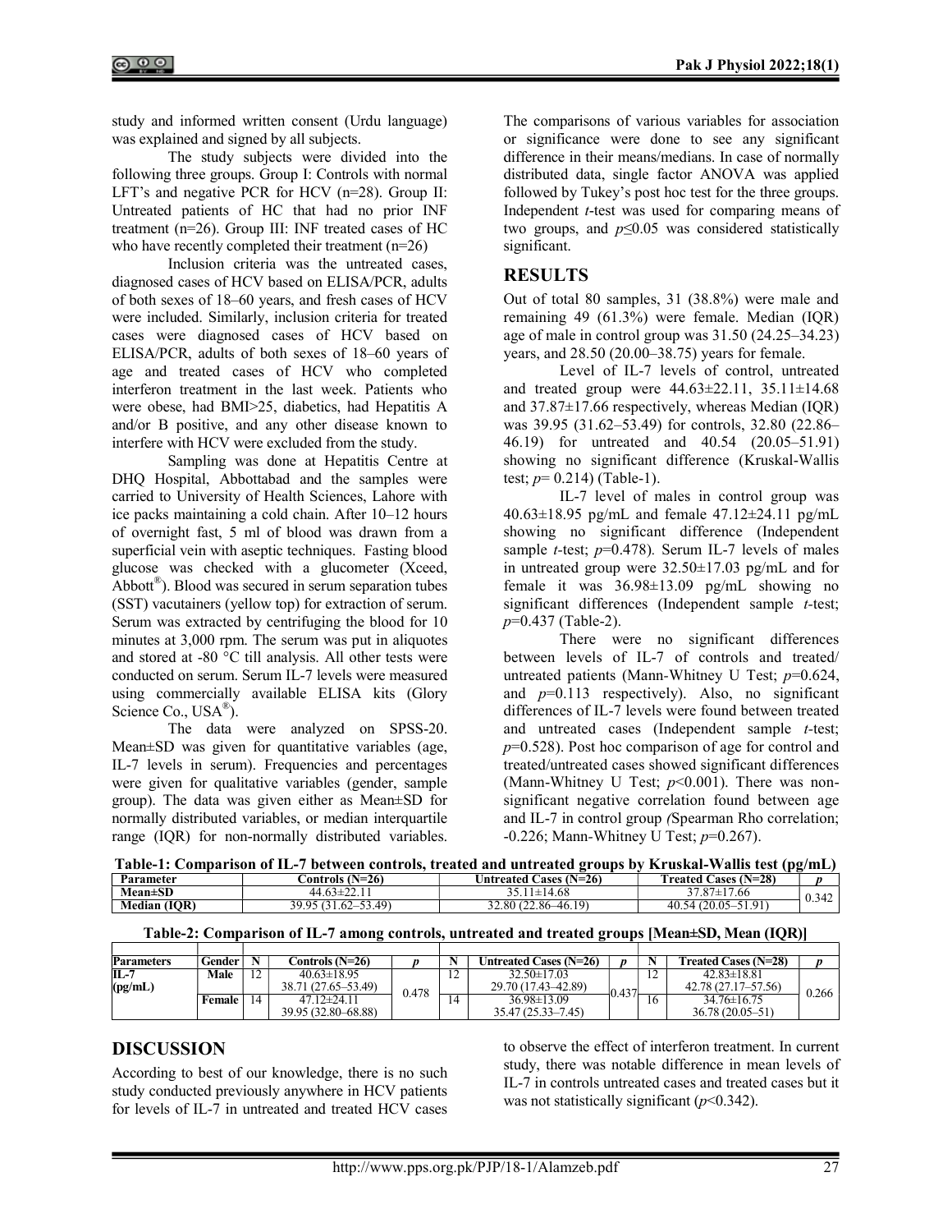study and informed written consent (Urdu language) was explained and signed by all subjects.

The study subjects were divided into the following three groups. Group I: Controls with normal LFT's and negative PCR for HCV (n=28). Group II: Untreated patients of HC that had no prior INF treatment (n=26). Group III: INF treated cases of HC who have recently completed their treatment (n=26)

Inclusion criteria was the untreated cases, diagnosed cases of HCV based on ELISA/PCR, adults of both sexes of 18–60 years, and fresh cases of HCV were included. Similarly, inclusion criteria for treated cases were diagnosed cases of HCV based on ELISA/PCR, adults of both sexes of 18–60 years of age and treated cases of HCV who completed interferon treatment in the last week. Patients who were obese, had BMI>25, diabetics, had Hepatitis A and/or B positive, and any other disease known to interfere with HCV were excluded from the study.

Sampling was done at Hepatitis Centre at DHQ Hospital, Abbottabad and the samples were carried to University of Health Sciences, Lahore with ice packs maintaining a cold chain. After 10–12 hours of overnight fast, 5 ml of blood was drawn from a superficial vein with aseptic techniques. Fasting blood glucose was checked with a glucometer (Xceed, Abbott®). Blood was secured in serum separation tubes (SST) vacutainers (yellow top) for extraction of serum. Serum was extracted by centrifuging the blood for 10 minutes at 3,000 rpm. The serum was put in aliquotes and stored at -80 °C till analysis. All other tests were conducted on serum. Serum IL-7 levels were measured using commercially available ELISA kits (Glory Science Co., USA®).

The data were analyzed on SPSS-20. Mean±SD was given for quantitative variables (age, IL-7 levels in serum). Frequencies and percentages were given for qualitative variables (gender, sample group). The data was given either as Mean±SD for normally distributed variables, or median interquartile range (IQR) for non-normally distributed variables. The comparisons of various variables for association or significance were done to see any significant difference in their means/medians. In case of normally distributed data, single factor ANOVA was applied followed by Tukey's post hoc test for the three groups. Independent *t*-test was used for comparing means of two groups, and $p \leq 0.05$ was considered statistically significant.

## RESULTS

Out of total 80 samples, 31 (38.8%) were male and remaining 49 (61.3%) were female. Median (IQR) age of male in control group was 31.50 (24.25–34.23) years, and 28.50 (20.00–38.75) years for female.

Level of IL-7 levels of control, untreated and treated group were 44.63±22.11, 35.11±14.68 and 37.87±17.66 respectively, whereas Median (IQR) was 39.95 (31.62–53.49) for controls, 32.80 (22.86–46.19) for untreated and 40.54 (20.05–51.91) showing no significant difference (Kruskal-Wallis test; $p$= 0.214) (Table-1).

IL-7 level of males in control group was 40.63±18.95 pg/mL and female 47.12±24.11 pg/mL showing no significant difference (Independent sample *t*-test; $p$=0.478). Serum IL-7 levels of males in untreated group were 32.50±17.03 pg/mL and for female it was 36.98±13.09 pg/mL showing no significant differences (Independent sample *t*-test; $p$=0.437 (Table-2).

There were no significant differences between levels of IL-7 of controls and treated/ untreated patients (Mann-Whitney U Test; $p$=0.624, and $p$=0.113 respectively). Also, no significant differences of IL-7 levels were found between treated and untreated cases (Independent sample *t*-test; $p$=0.528). Post hoc comparison of age for control and treated/untreated cases showed significant differences (Mann-Whitney U Test; $p$<0.001). There was non-significant negative correlation found between age and IL-7 in control group (Spearman Rho correlation; -0.226; Mann-Whitney U Test; $p$=0.267).

**Table-1: Comparison of IL-7 between controls, treated and untreated groups by Kruskal-Wallis test (pg/mL)**

| Parameter | Controls (N=26) | Untreated Cases (N=26) | Treated Cases (N=28) | *p* |
|---|---|---|---|---|
| Mean±SD | 44.63±22.11 | 35.11±14.68 | 37.87±17.66 | 0.342 |
| Median (IQR) | 39.95 (31.62–53.49) | 32.80 (22.86–46.19) | 40.54 (20.05–51.91) | |

**Table-2: Comparison of IL-7 among controls, untreated and treated groups [Mean±SD, Mean (IQR)]**

| Parameters | Gender | N | Controls (N=26) | *p* | N | Untreated Cases (N=26) | *p* | N | Treated Cases (N=28) | *p* |
|---|---|---|---|---|---|---|---|---|---|---|
| IL-7 (pg/mL) | Male | 12 | 40.63±18.95<br>38.71 (27.65–53.49) | 0.478 | 12 | 32.50±17.03<br>29.70 (17.43–42.89) | 0.437 | 12 | 42.83±18.81<br>42.78 (27.17–57.56) | 0.266 |
| | Female | 14 | 47.12±24.11<br>39.95 (32.80–68.88) | | 14 | 36.98±13.09<br>35.47 (25.33–7.45) | | 16 | 34.76±16.75<br>36.78 (20.05–51) | |

## DISCUSSION

According to best of our knowledge, there is no such study conducted previously anywhere in HCV patients for levels of IL-7 in untreated and treated HCV cases to observe the effect of interferon treatment. In current study, there was notable difference in mean levels of IL-7 in controls untreated cases and treated cases but it was not statistically significant ($p$<0.342).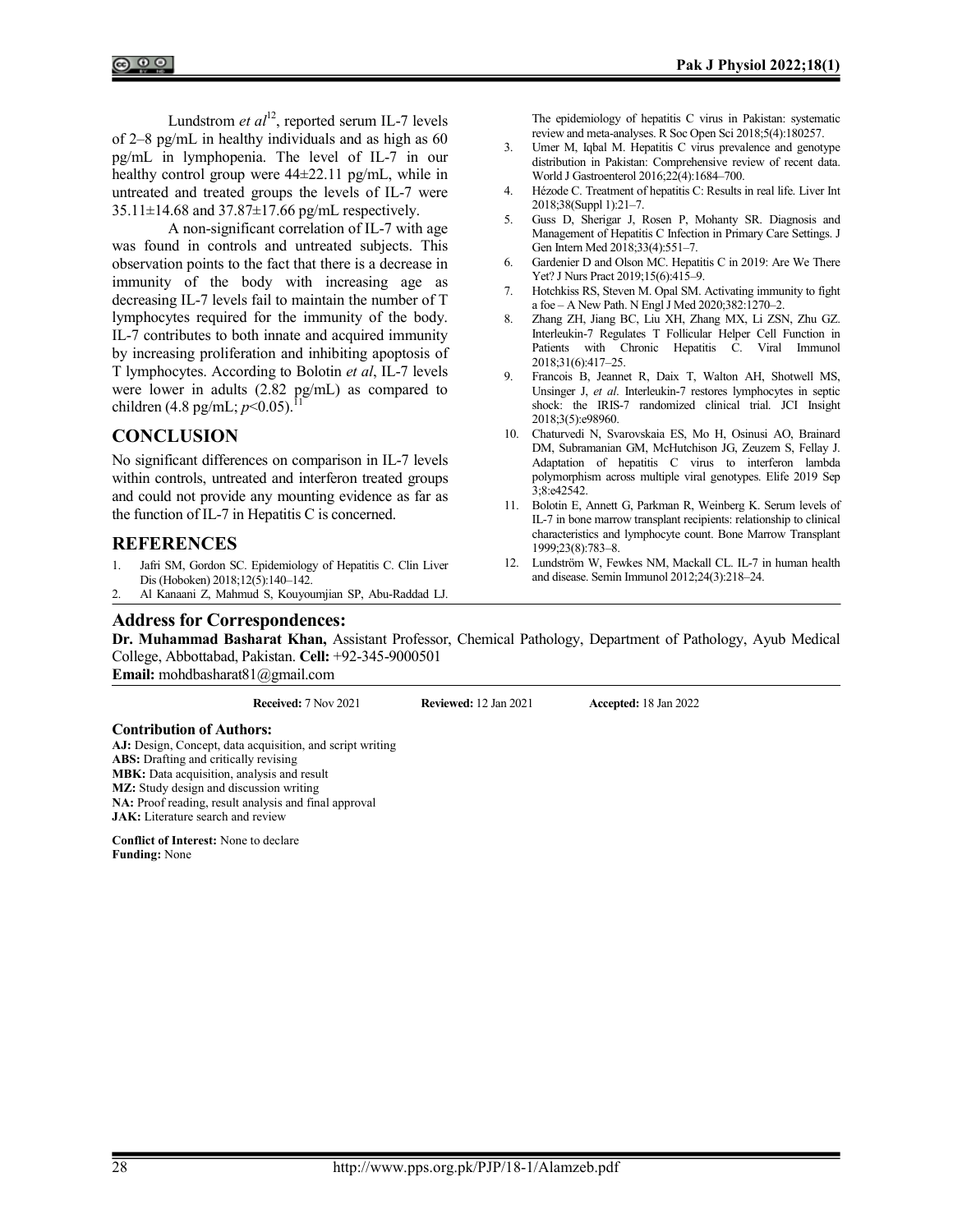Lundstrom *et al*[12], reported serum IL-7 levels of 2–8 pg/mL in healthy individuals and as high as 60 pg/mL in lymphopenia. The level of IL-7 in our healthy control group were 44±22.11 pg/mL, while in untreated and treated groups the levels of IL-7 were 35.11±14.68 and 37.87±17.66 pg/mL respectively.

A non-significant correlation of IL-7 with age was found in controls and untreated subjects. This observation points to the fact that there is a decrease in immunity of the body with increasing age as decreasing IL-7 levels fail to maintain the number of T lymphocytes required for the immunity of the body. IL-7 contributes to both innate and acquired immunity by increasing proliferation and inhibiting apoptosis of T lymphocytes. According to Bolotin *et al*, IL-7 levels were lower in adults (2.82 pg/mL) as compared to children (4.8 pg/mL; $p<0.05$).[11]

## CONCLUSION

No significant differences on comparison in IL-7 levels within controls, untreated and interferon treated groups and could not provide any mounting evidence as far as the function of IL-7 in Hepatitis C is concerned.

## REFERENCES

1. Jafri SM, Gordon SC. Epidemiology of Hepatitis C. Clin Liver Dis (Hoboken) 2018;12(5):140–142.
2. Al Kanaani Z, Mahmud S, Kouyoumjian SP, Abu-Raddad LJ. The epidemiology of hepatitis C virus in Pakistan: systematic review and meta-analyses. R Soc Open Sci 2018;5(4):180257.
3. Umer M, Iqbal M. Hepatitis C virus prevalence and genotype distribution in Pakistan: Comprehensive review of recent data. World J Gastroenterol 2016;22(4):1684–700.
4. Hézode C. Treatment of hepatitis C: Results in real life. Liver Int 2018;38(Suppl 1):21–7.
5. Guss D, Sherigar J, Rosen P, Mohanty SR. Diagnosis and Management of Hepatitis C Infection in Primary Care Settings. J Gen Intern Med 2018;33(4):551–7.
6. Gardenier D and Olson MC. Hepatitis C in 2019: Are We There Yet? J Nurs Pract 2019;15(6):415–9.
7. Hotchkiss RS, Steven M. Opal SM. Activating immunity to fight a foe – A New Path. N Engl J Med 2020;382:1270–2.
8. Zhang ZH, Jiang BC, Liu XH, Zhang MX, Li ZSN, Zhu GZ. Interleukin-7 Regulates T Follicular Helper Cell Function in Patients with Chronic Hepatitis C. Viral Immunol 2018;31(6):417–25.
9. Francois B, Jeannet R, Daix T, Walton AH, Shotwell MS, Unsinger J, *et al*. Interleukin-7 restores lymphocytes in septic shock: the IRIS-7 randomized clinical trial. JCI Insight 2018;3(5):e98960.
10. Chaturvedi N, Svarovskaia ES, Mo H, Osinusi AO, Brainard DM, Subramanian GM, McHutchison JG, Zeuzem S, Fellay J. Adaptation of hepatitis C virus to interferon lambda polymorphism across multiple viral genotypes. Elife 2019 Sep 3;8:e42542.
11. Bolotin E, Annett G, Parkman R, Weinberg K. Serum levels of IL-7 in bone marrow transplant recipients: relationship to clinical characteristics and lymphocyte count. Bone Marrow Transplant 1999;23(8):783–8.
12. Lundström W, Fewkes NM, Mackall CL. IL-7 in human health and disease. Semin Immunol 2012;24(3):218–24.

### Address for Correspondences:

**Dr. Muhammad Basharat Khan,** Assistant Professor, Chemical Pathology, Department of Pathology, Ayub Medical College, Abbottabad, Pakistan. **Cell:** +92-345-9000501
**Email:** mohdbasharat81@gmail.com

**Received:** 7 Nov 2021 **Reviewed:** 12 Jan 2021 **Accepted:** 18 Jan 2022

**Contribution of Authors:**
**AJ:** Design, Concept, data acquisition, and script writing
**ABS:** Drafting and critically revising
**MBK:** Data acquisition, analysis and result
**MZ:** Study design and discussion writing
**NA:** Proof reading, result analysis and final approval
**JAK:** Literature search and review

**Conflict of Interest:** None to declare
**Funding:** None